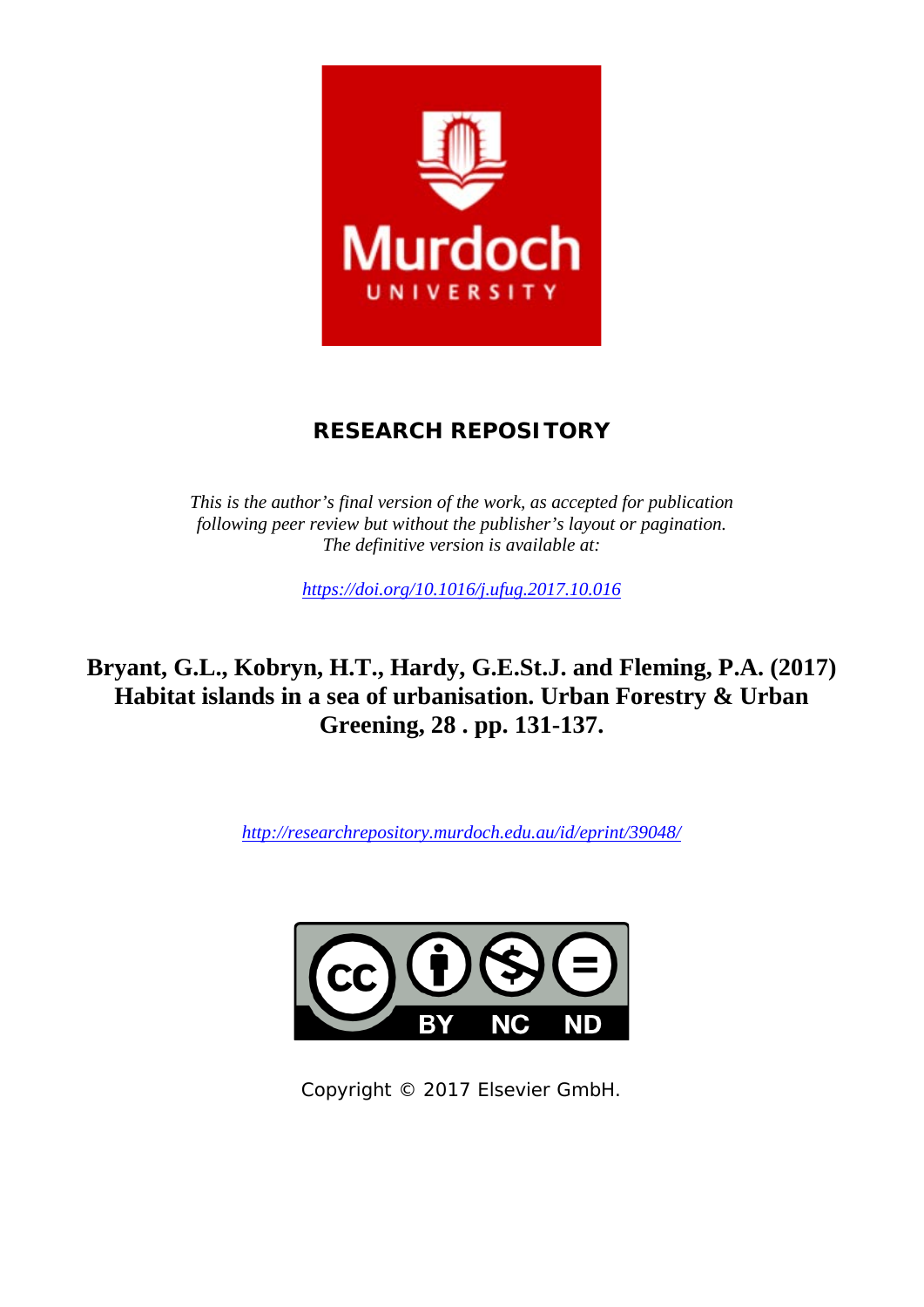# RESEARCH REPOSITORY

*This is the author's final version of the work, as accepted for publication following peer review but without the publisher's layout or pagination. The definitive version is available at:*

*https://doi.org/10.1016/j.ufug.2017.10.016*

**Bryant, G.L., Kobryn, H.T., Hardy, G.E.St.J. and Fleming, P.A. (2017) Habitat islands in a sea of urbanisation. Urban Forestry & Urban Greening, 28 . pp. 131-137.**

*http://researchrepository.murdoch.edu.au/id/eprint/39048/*

Copyright © 2017 Elsevier GmbH.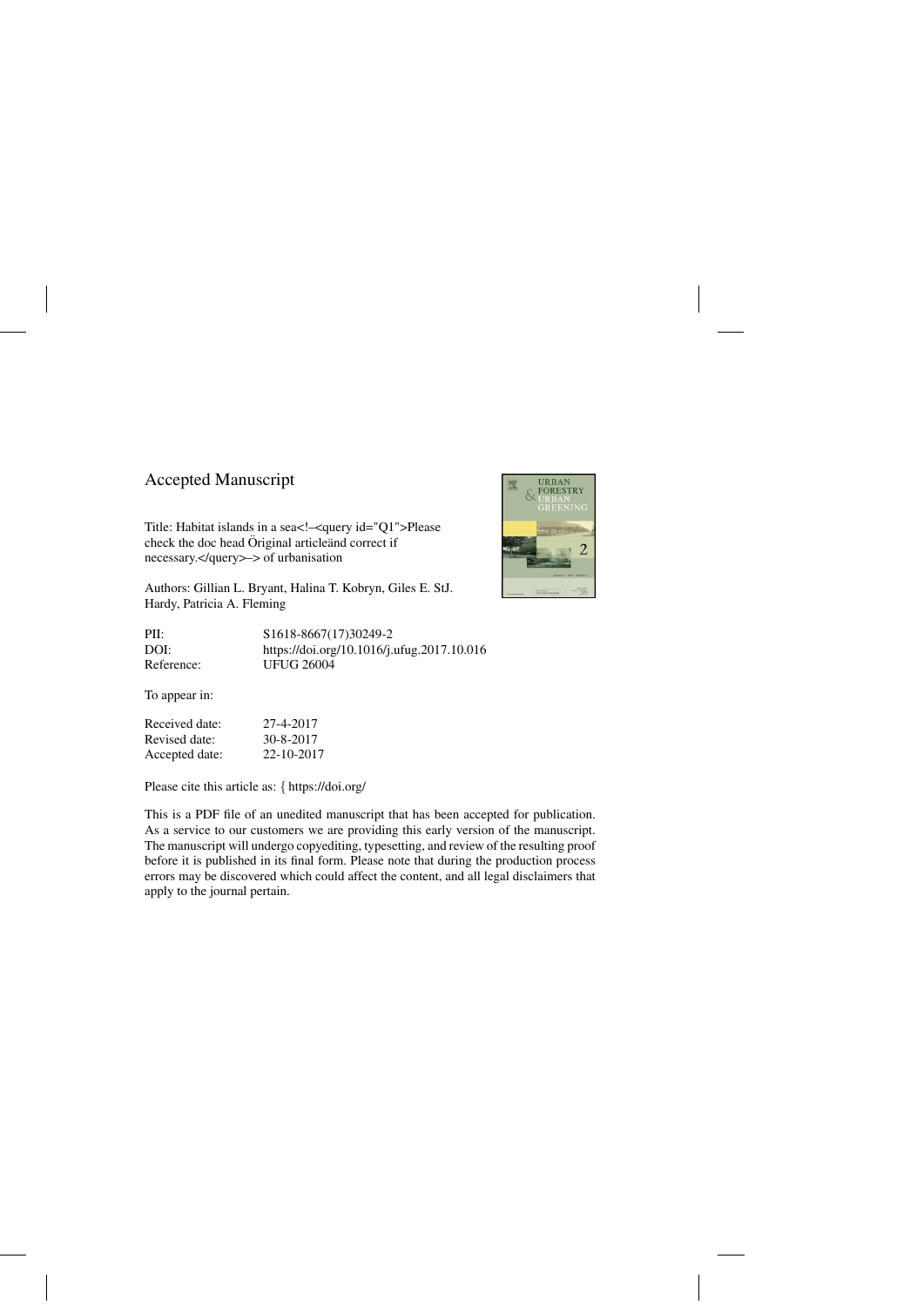# Accepted Manuscript

Title: Habitat islands in a sea<!–<query id="Q1">Please check the doc head Öriginal articleänd correct if necessary.</query>–> of urbanisation

Authors: Gillian L. Bryant, Halina T. Kobryn, Giles E. StJ. Hardy, Patricia A. Fleming

| | |
|---|---|
| PII: | S1618-8667(17)30249-2 |
| DOI: | https://doi.org/10.1016/j.ufug.2017.10.016 |
| Reference: | UFUG 26004 |

To appear in:

| | |
|---|---|
| Received date: | 27-4-2017 |
| Revised date: | 30-8-2017 |
| Accepted date: | 22-10-2017 |

Please cite this article as: { https://doi.org/

This is a PDF file of an unedited manuscript that has been accepted for publication. As a service to our customers we are providing this early version of the manuscript. The manuscript will undergo copyediting, typesetting, and review of the resulting proof before it is published in its final form. Please note that during the production process errors may be discovered which could affect the content, and all legal disclaimers that apply to the journal pertain.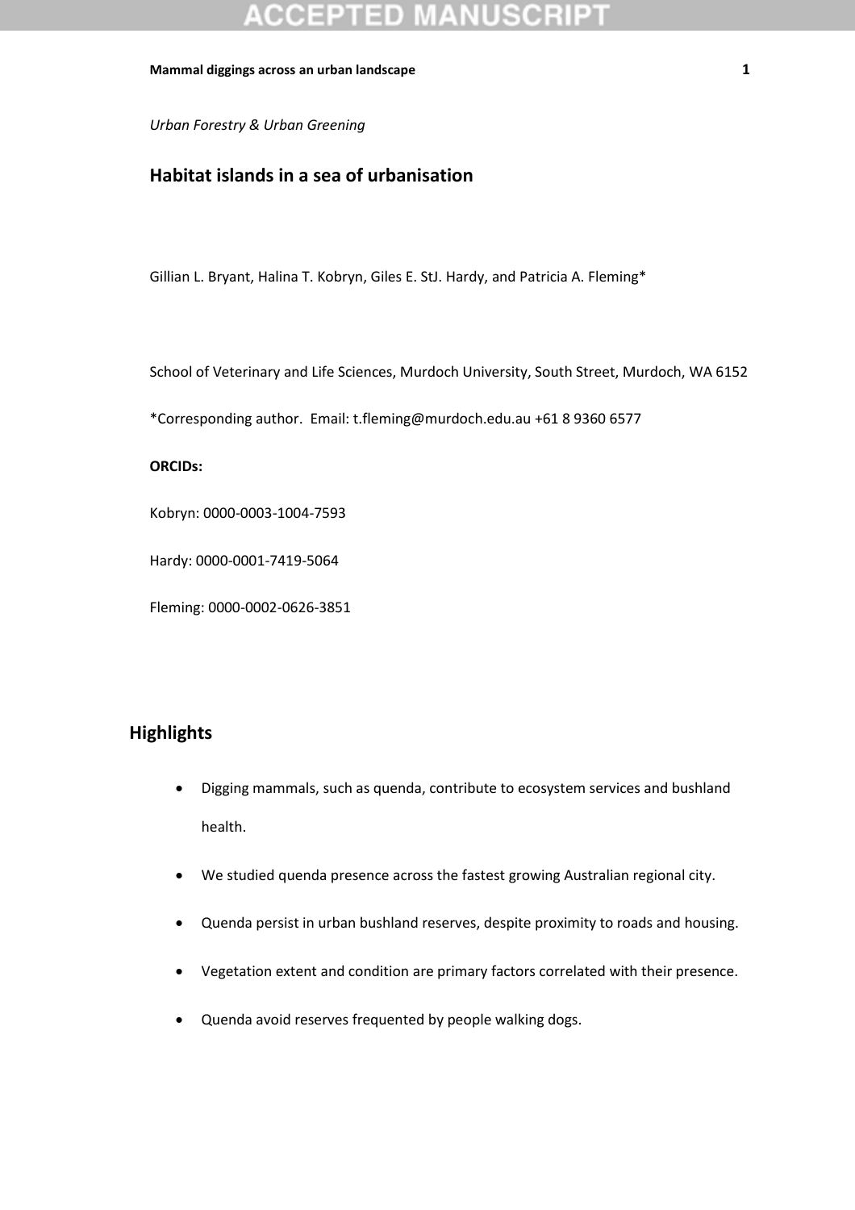*Urban Forestry & Urban Greening*

## Habitat islands in a sea of urbanisation

Gillian L. Bryant, Halina T. Kobryn, Giles E. StJ. Hardy, and Patricia A. Fleming*

School of Veterinary and Life Sciences, Murdoch University, South Street, Murdoch, WA 6152

*Corresponding author. Email: t.fleming@murdoch.edu.au +61 8 9360 6577

**ORCIDs:**

Kobryn: 0000-0003-1004-7593

Hardy: 0000-0001-7419-5064

Fleming: 0000-0002-0626-3851

## Highlights

- Digging mammals, such as quenda, contribute to ecosystem services and bushland health.
- We studied quenda presence across the fastest growing Australian regional city.
- Quenda persist in urban bushland reserves, despite proximity to roads and housing.
- Vegetation extent and condition are primary factors correlated with their presence.
- Quenda avoid reserves frequented by people walking dogs.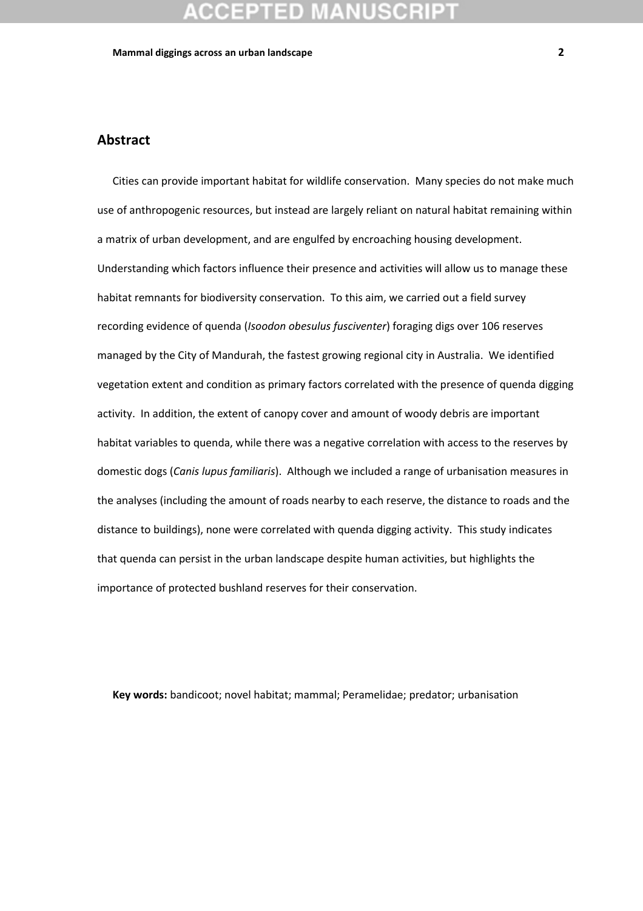## Abstract

Cities can provide important habitat for wildlife conservation. Many species do not make much use of anthropogenic resources, but instead are largely reliant on natural habitat remaining within a matrix of urban development, and are engulfed by encroaching housing development. Understanding which factors influence their presence and activities will allow us to manage these habitat remnants for biodiversity conservation. To this aim, we carried out a field survey recording evidence of quenda (*Isoodon obesulus fusciventer*) foraging digs over 106 reserves managed by the City of Mandurah, the fastest growing regional city in Australia. We identified vegetation extent and condition as primary factors correlated with the presence of quenda digging activity. In addition, the extent of canopy cover and amount of woody debris are important habitat variables to quenda, while there was a negative correlation with access to the reserves by domestic dogs (*Canis lupus familiaris*). Although we included a range of urbanisation measures in the analyses (including the amount of roads nearby to each reserve, the distance to roads and the distance to buildings), none were correlated with quenda digging activity. This study indicates that quenda can persist in the urban landscape despite human activities, but highlights the importance of protected bushland reserves for their conservation.

**Key words:** bandicoot; novel habitat; mammal; Peramelidae; predator; urbanisation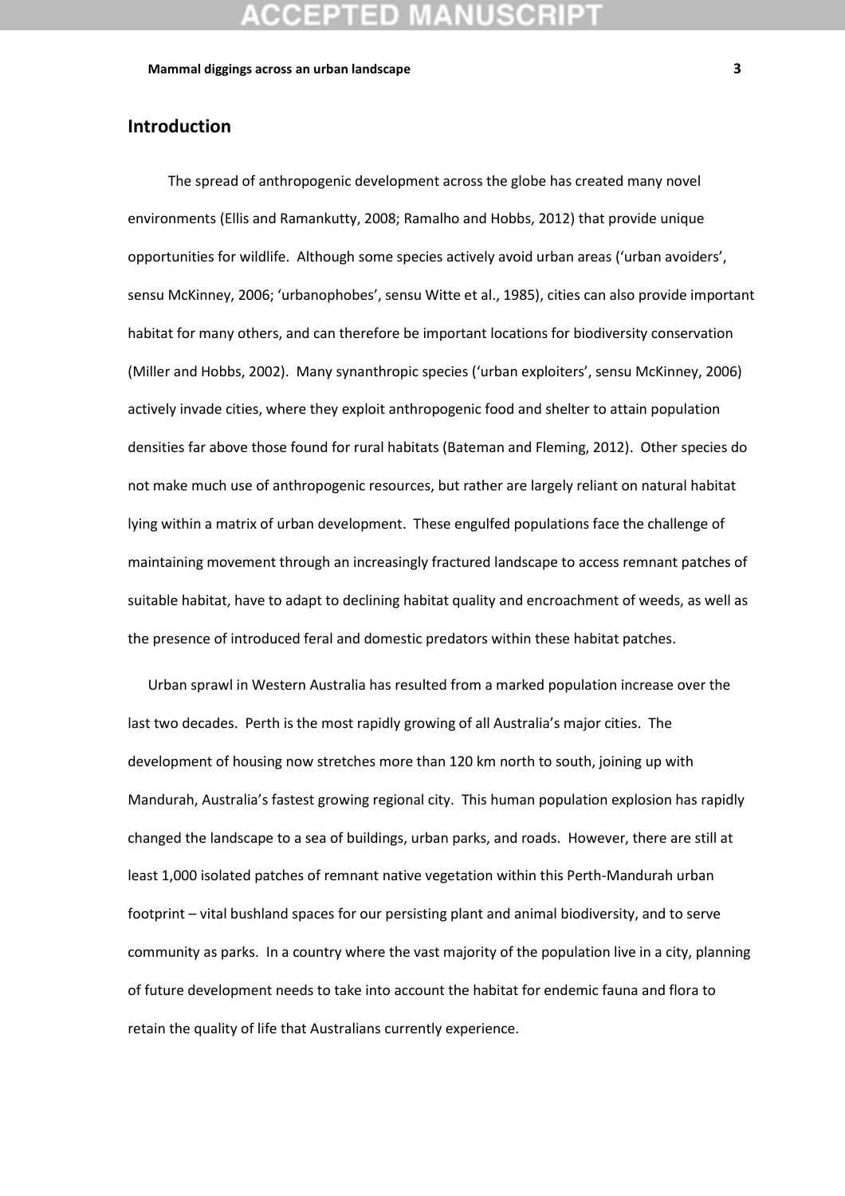## Introduction

The spread of anthropogenic development across the globe has created many novel environments (Ellis and Ramankutty, 2008; Ramalho and Hobbs, 2012) that provide unique opportunities for wildlife. Although some species actively avoid urban areas ('urban avoiders', sensu McKinney, 2006; 'urbanophobes', sensu Witte et al., 1985), cities can also provide important habitat for many others, and can therefore be important locations for biodiversity conservation (Miller and Hobbs, 2002). Many synanthropic species ('urban exploiters', sensu McKinney, 2006) actively invade cities, where they exploit anthropogenic food and shelter to attain population densities far above those found for rural habitats (Bateman and Fleming, 2012). Other species do not make much use of anthropogenic resources, but rather are largely reliant on natural habitat lying within a matrix of urban development. These engulfed populations face the challenge of maintaining movement through an increasingly fractured landscape to access remnant patches of suitable habitat, have to adapt to declining habitat quality and encroachment of weeds, as well as the presence of introduced feral and domestic predators within these habitat patches.

Urban sprawl in Western Australia has resulted from a marked population increase over the last two decades. Perth is the most rapidly growing of all Australia's major cities. The development of housing now stretches more than 120 km north to south, joining up with Mandurah, Australia's fastest growing regional city. This human population explosion has rapidly changed the landscape to a sea of buildings, urban parks, and roads. However, there are still at least 1,000 isolated patches of remnant native vegetation within this Perth-Mandurah urban footprint – vital bushland spaces for our persisting plant and animal biodiversity, and to serve community as parks. In a country where the vast majority of the population live in a city, planning of future development needs to take into account the habitat for endemic fauna and flora to retain the quality of life that Australians currently experience.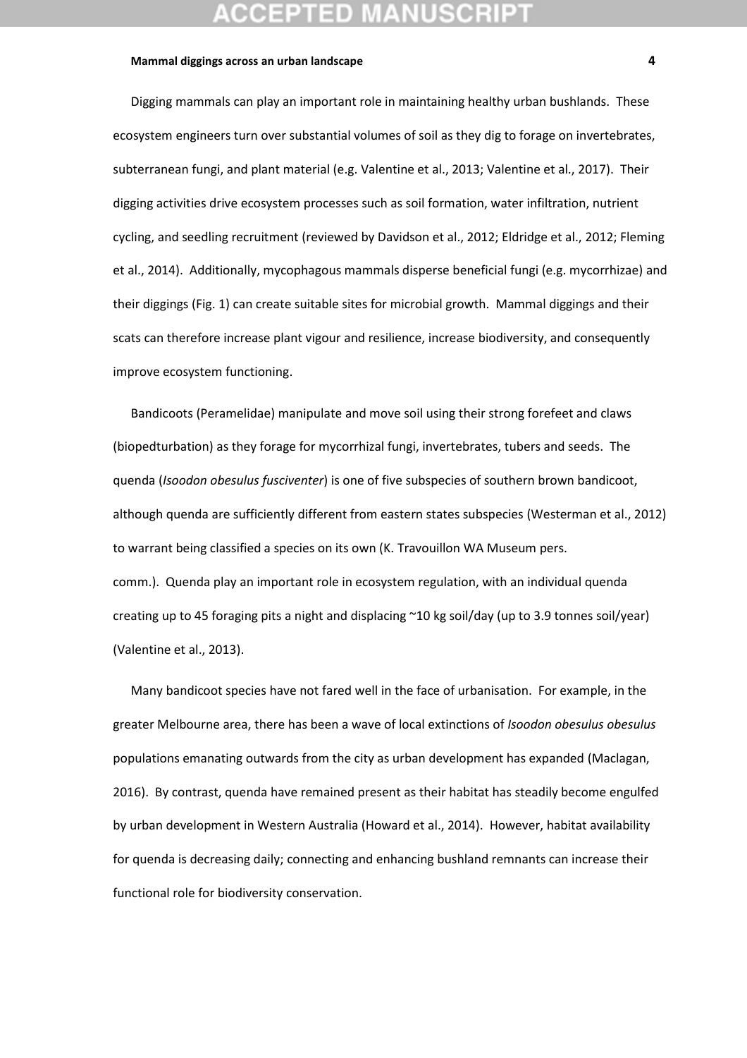Digging mammals can play an important role in maintaining healthy urban bushlands. These ecosystem engineers turn over substantial volumes of soil as they dig to forage on invertebrates, subterranean fungi, and plant material (e.g. Valentine et al., 2013; Valentine et al., 2017). Their digging activities drive ecosystem processes such as soil formation, water infiltration, nutrient cycling, and seedling recruitment (reviewed by Davidson et al., 2012; Eldridge et al., 2012; Fleming et al., 2014). Additionally, mycophagous mammals disperse beneficial fungi (e.g. mycorrhizae) and their diggings (Fig. 1) can create suitable sites for microbial growth. Mammal diggings and their scats can therefore increase plant vigour and resilience, increase biodiversity, and consequently improve ecosystem functioning.

Bandicoots (Peramelidae) manipulate and move soil using their strong forefeet and claws (biopedturbation) as they forage for mycorrhizal fungi, invertebrates, tubers and seeds. The quenda (*Isoodon obesulus fusciventer*) is one of five subspecies of southern brown bandicoot, although quenda are sufficiently different from eastern states subspecies (Westerman et al., 2012) to warrant being classified a species on its own (K. Travouillon WA Museum pers. comm.). Quenda play an important role in ecosystem regulation, with an individual quenda creating up to 45 foraging pits a night and displacing ~10 kg soil/day (up to 3.9 tonnes soil/year) (Valentine et al., 2013).

Many bandicoot species have not fared well in the face of urbanisation. For example, in the greater Melbourne area, there has been a wave of local extinctions of *Isoodon obesulus obesulus* populations emanating outwards from the city as urban development has expanded (Maclagan, 2016). By contrast, quenda have remained present as their habitat has steadily become engulfed by urban development in Western Australia (Howard et al., 2014). However, habitat availability for quenda is decreasing daily; connecting and enhancing bushland remnants can increase their functional role for biodiversity conservation.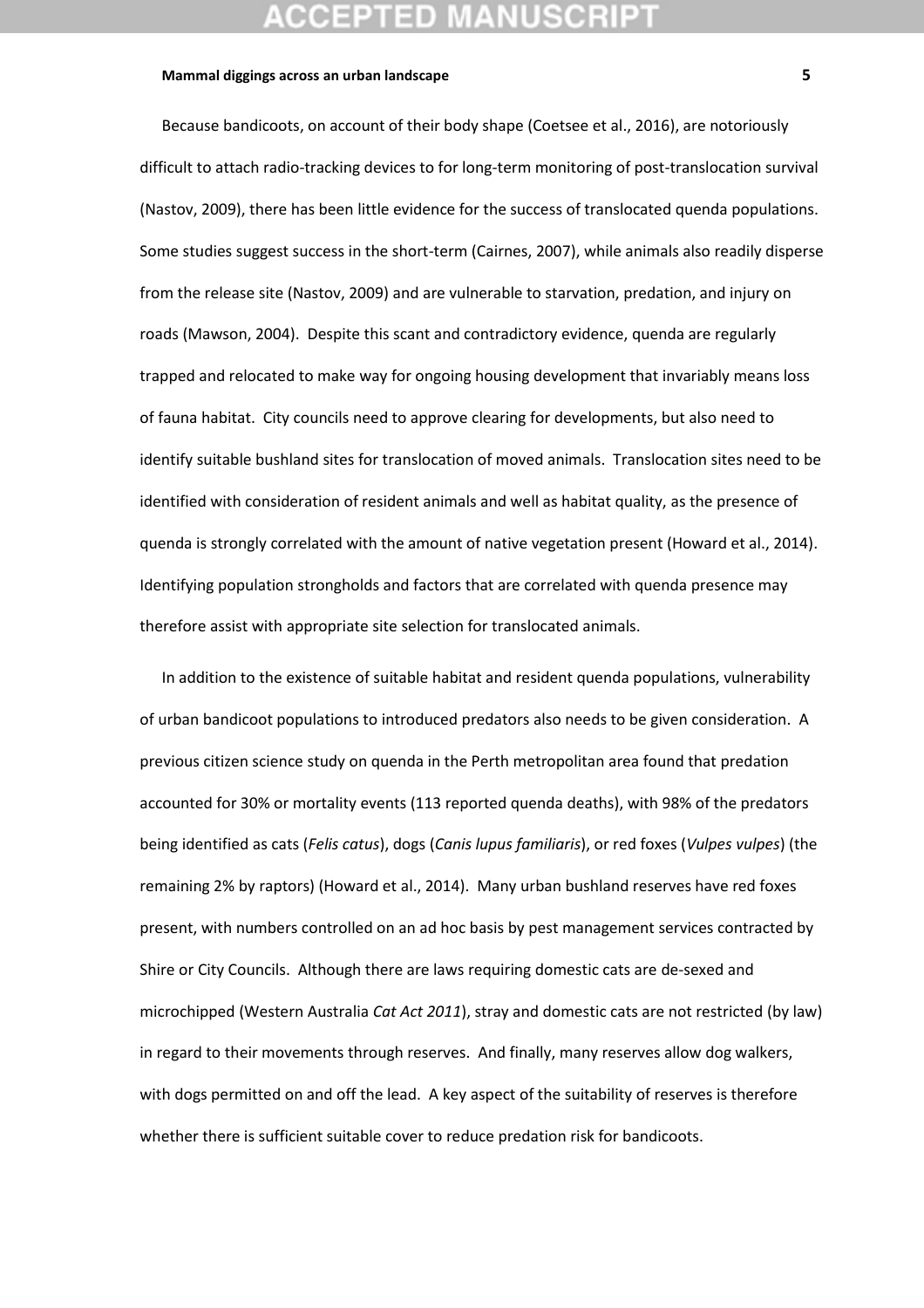Because bandicoots, on account of their body shape (Coetsee et al., 2016), are notoriously difficult to attach radio-tracking devices to for long-term monitoring of post-translocation survival (Nastov, 2009), there has been little evidence for the success of translocated quenda populations. Some studies suggest success in the short-term (Cairnes, 2007), while animals also readily disperse from the release site (Nastov, 2009) and are vulnerable to starvation, predation, and injury on roads (Mawson, 2004). Despite this scant and contradictory evidence, quenda are regularly trapped and relocated to make way for ongoing housing development that invariably means loss of fauna habitat. City councils need to approve clearing for developments, but also need to identify suitable bushland sites for translocation of moved animals. Translocation sites need to be identified with consideration of resident animals and well as habitat quality, as the presence of quenda is strongly correlated with the amount of native vegetation present (Howard et al., 2014). Identifying population strongholds and factors that are correlated with quenda presence may therefore assist with appropriate site selection for translocated animals.

In addition to the existence of suitable habitat and resident quenda populations, vulnerability of urban bandicoot populations to introduced predators also needs to be given consideration. A previous citizen science study on quenda in the Perth metropolitan area found that predation accounted for 30% or mortality events (113 reported quenda deaths), with 98% of the predators being identified as cats (*Felis catus*), dogs (*Canis lupus familiaris*), or red foxes (*Vulpes vulpes*) (the remaining 2% by raptors) (Howard et al., 2014). Many urban bushland reserves have red foxes present, with numbers controlled on an ad hoc basis by pest management services contracted by Shire or City Councils. Although there are laws requiring domestic cats are de-sexed and microchipped (Western Australia *Cat Act 2011*), stray and domestic cats are not restricted (by law) in regard to their movements through reserves. And finally, many reserves allow dog walkers, with dogs permitted on and off the lead. A key aspect of the suitability of reserves is therefore whether there is sufficient suitable cover to reduce predation risk for bandicoots.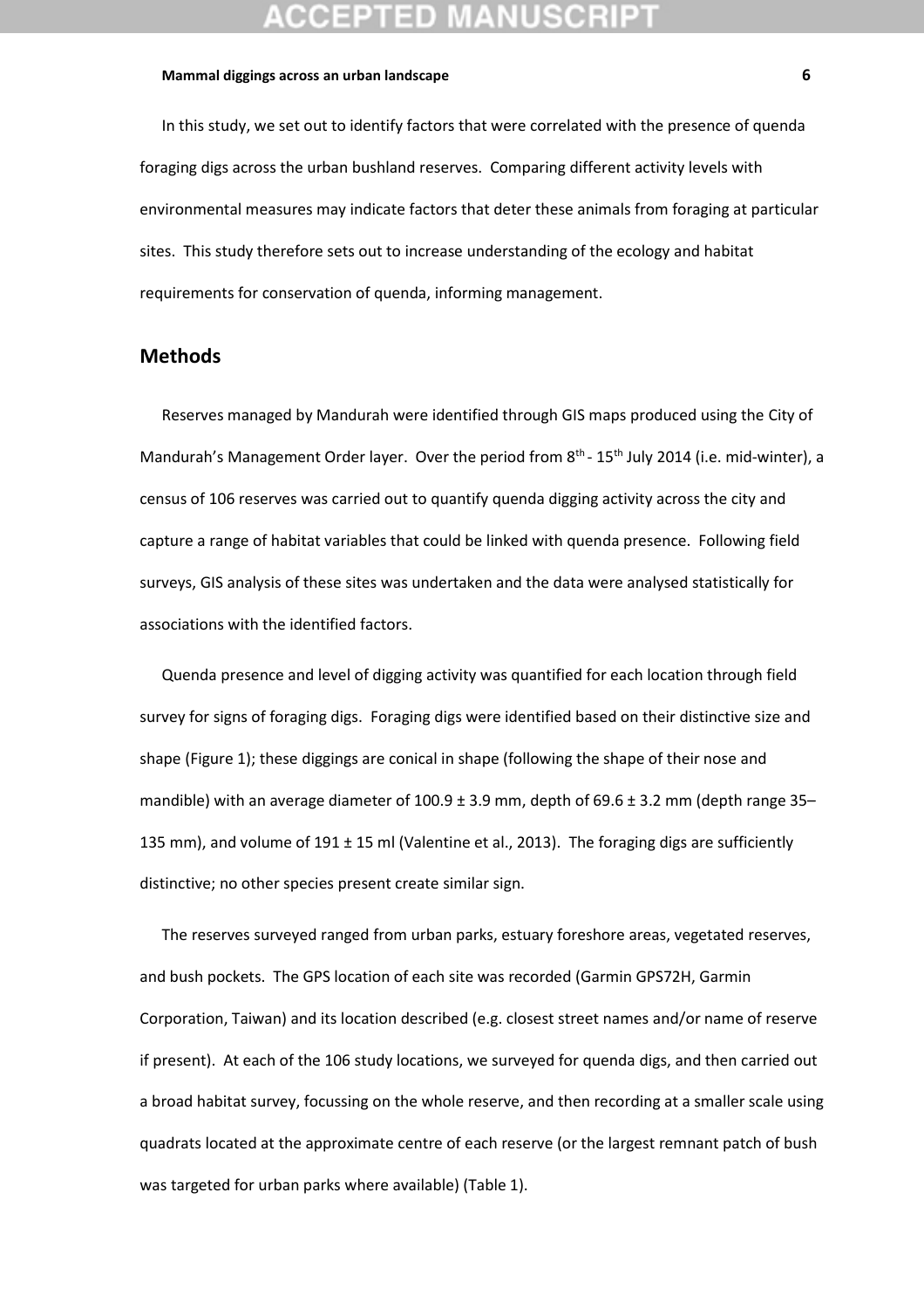In this study, we set out to identify factors that were correlated with the presence of quenda foraging digs across the urban bushland reserves. Comparing different activity levels with environmental measures may indicate factors that deter these animals from foraging at particular sites. This study therefore sets out to increase understanding of the ecology and habitat requirements for conservation of quenda, informing management.

## Methods

Reserves managed by Mandurah were identified through GIS maps produced using the City of Mandurah's Management Order layer. Over the period from 8th - 15th July 2014 (i.e. mid-winter), a census of 106 reserves was carried out to quantify quenda digging activity across the city and capture a range of habitat variables that could be linked with quenda presence. Following field surveys, GIS analysis of these sites was undertaken and the data were analysed statistically for associations with the identified factors.

Quenda presence and level of digging activity was quantified for each location through field survey for signs of foraging digs. Foraging digs were identified based on their distinctive size and shape (Figure 1); these diggings are conical in shape (following the shape of their nose and mandible) with an average diameter of 100.9 ± 3.9 mm, depth of 69.6 ± 3.2 mm (depth range 35–135 mm), and volume of 191 ± 15 ml (Valentine et al., 2013). The foraging digs are sufficiently distinctive; no other species present create similar sign.

The reserves surveyed ranged from urban parks, estuary foreshore areas, vegetated reserves, and bush pockets. The GPS location of each site was recorded (Garmin GPS72H, Garmin Corporation, Taiwan) and its location described (e.g. closest street names and/or name of reserve if present). At each of the 106 study locations, we surveyed for quenda digs, and then carried out a broad habitat survey, focussing on the whole reserve, and then recording at a smaller scale using quadrats located at the approximate centre of each reserve (or the largest remnant patch of bush was targeted for urban parks where available) (Table 1).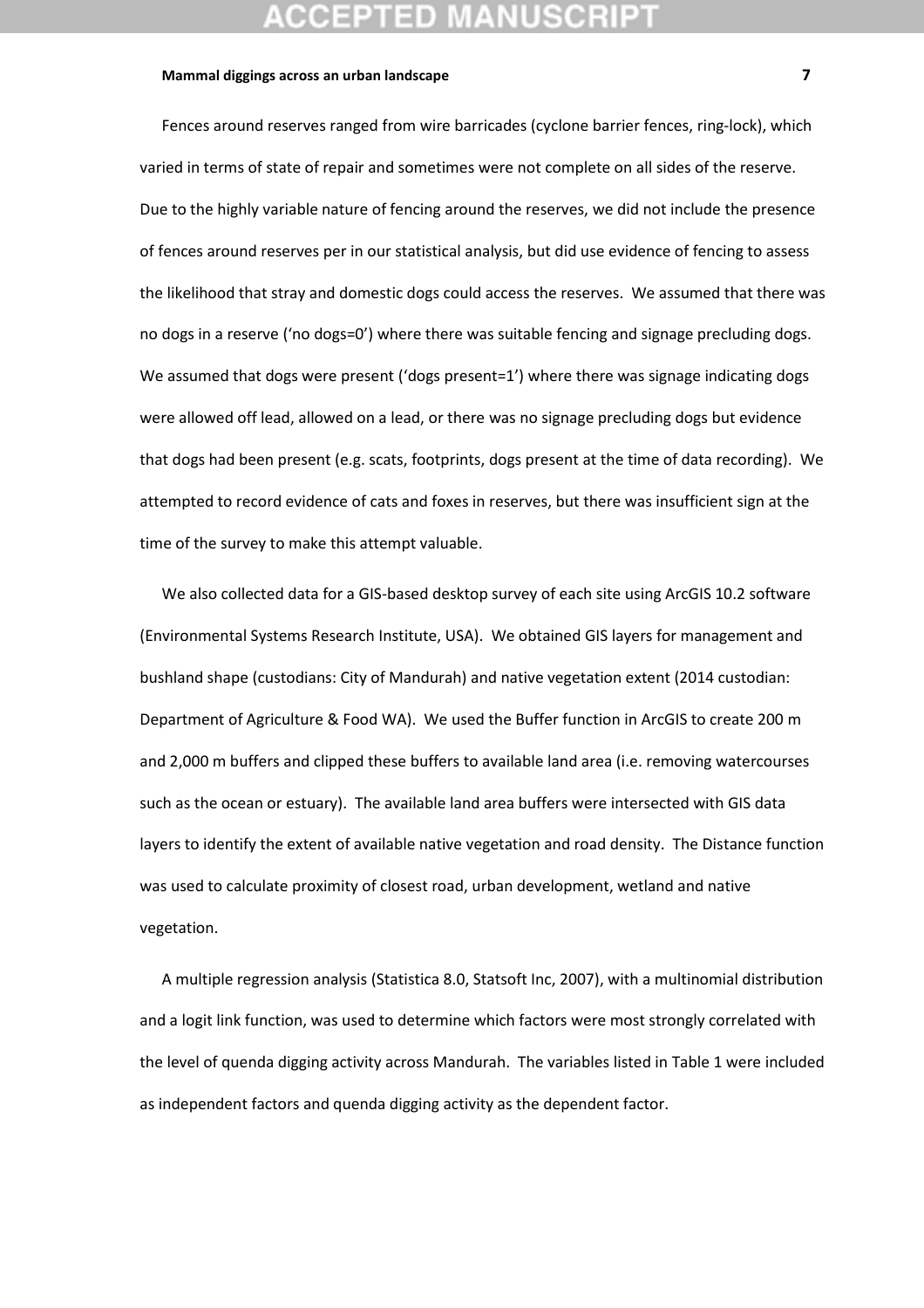Fences around reserves ranged from wire barricades (cyclone barrier fences, ring-lock), which varied in terms of state of repair and sometimes were not complete on all sides of the reserve. Due to the highly variable nature of fencing around the reserves, we did not include the presence of fences around reserves per in our statistical analysis, but did use evidence of fencing to assess the likelihood that stray and domestic dogs could access the reserves. We assumed that there was no dogs in a reserve ('no dogs=0') where there was suitable fencing and signage precluding dogs. We assumed that dogs were present ('dogs present=1') where there was signage indicating dogs were allowed off lead, allowed on a lead, or there was no signage precluding dogs but evidence that dogs had been present (e.g. scats, footprints, dogs present at the time of data recording). We attempted to record evidence of cats and foxes in reserves, but there was insufficient sign at the time of the survey to make this attempt valuable.

We also collected data for a GIS-based desktop survey of each site using ArcGIS 10.2 software (Environmental Systems Research Institute, USA). We obtained GIS layers for management and bushland shape (custodians: City of Mandurah) and native vegetation extent (2014 custodian: Department of Agriculture & Food WA). We used the Buffer function in ArcGIS to create 200 m and 2,000 m buffers and clipped these buffers to available land area (i.e. removing watercourses such as the ocean or estuary). The available land area buffers were intersected with GIS data layers to identify the extent of available native vegetation and road density. The Distance function was used to calculate proximity of closest road, urban development, wetland and native vegetation.

A multiple regression analysis (Statistica 8.0, Statsoft Inc, 2007), with a multinomial distribution and a logit link function, was used to determine which factors were most strongly correlated with the level of quenda digging activity across Mandurah. The variables listed in Table 1 were included as independent factors and quenda digging activity as the dependent factor.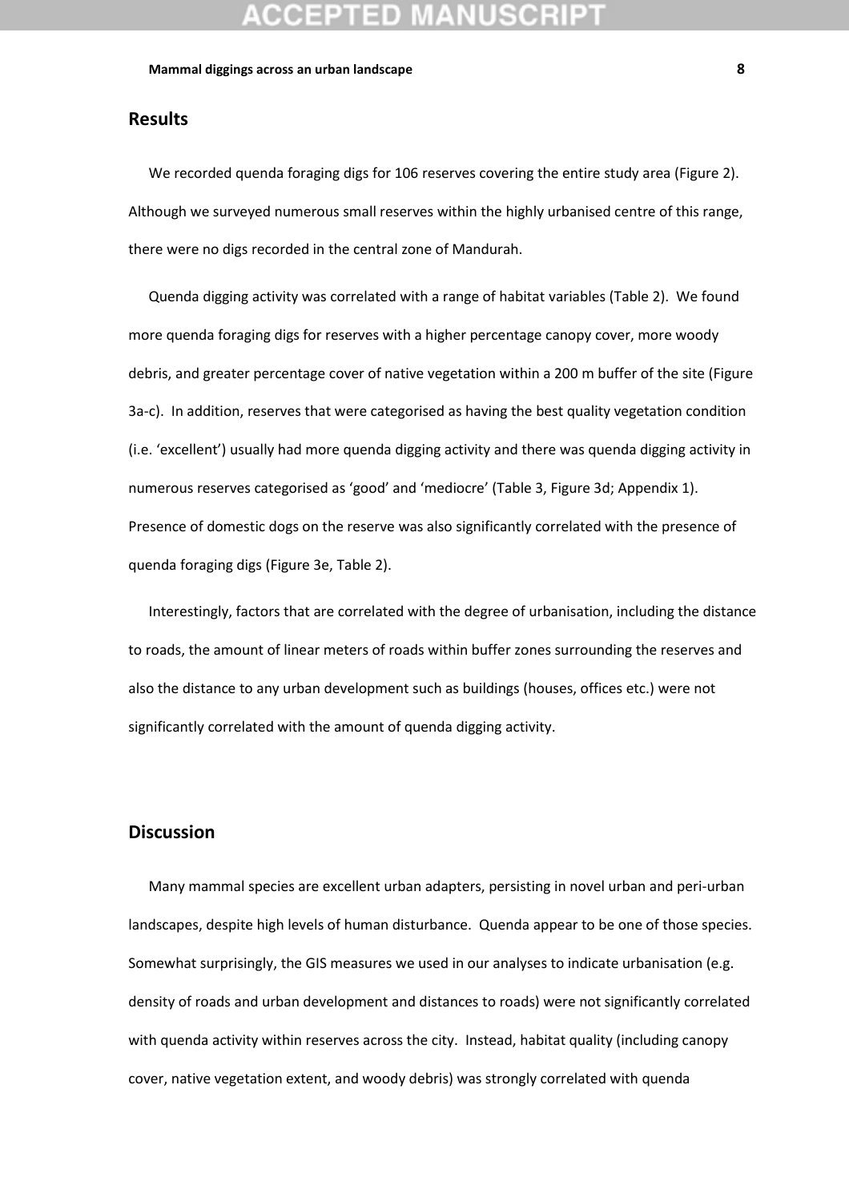## Results

We recorded quenda foraging digs for 106 reserves covering the entire study area (Figure 2). Although we surveyed numerous small reserves within the highly urbanised centre of this range, there were no digs recorded in the central zone of Mandurah.

Quenda digging activity was correlated with a range of habitat variables (Table 2). We found more quenda foraging digs for reserves with a higher percentage canopy cover, more woody debris, and greater percentage cover of native vegetation within a 200 m buffer of the site (Figure 3a-c). In addition, reserves that were categorised as having the best quality vegetation condition (i.e. 'excellent') usually had more quenda digging activity and there was quenda digging activity in numerous reserves categorised as 'good' and 'mediocre' (Table 3, Figure 3d; Appendix 1). Presence of domestic dogs on the reserve was also significantly correlated with the presence of quenda foraging digs (Figure 3e, Table 2).

Interestingly, factors that are correlated with the degree of urbanisation, including the distance to roads, the amount of linear meters of roads within buffer zones surrounding the reserves and also the distance to any urban development such as buildings (houses, offices etc.) were not significantly correlated with the amount of quenda digging activity.

## Discussion

Many mammal species are excellent urban adapters, persisting in novel urban and peri-urban landscapes, despite high levels of human disturbance. Quenda appear to be one of those species. Somewhat surprisingly, the GIS measures we used in our analyses to indicate urbanisation (e.g. density of roads and urban development and distances to roads) were not significantly correlated with quenda activity within reserves across the city. Instead, habitat quality (including canopy cover, native vegetation extent, and woody debris) was strongly correlated with quenda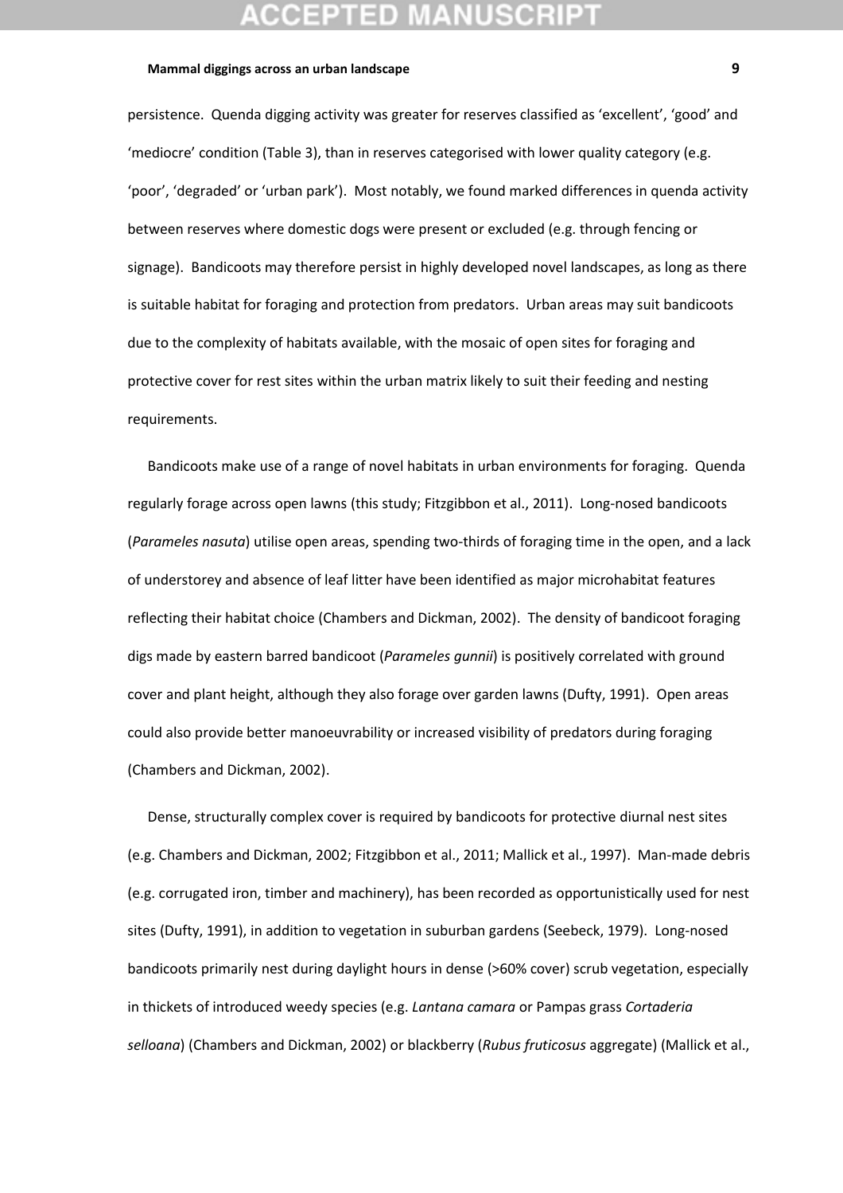persistence. Quenda digging activity was greater for reserves classified as 'excellent', 'good' and 'mediocre' condition (Table 3), than in reserves categorised with lower quality category (e.g. 'poor', 'degraded' or 'urban park'). Most notably, we found marked differences in quenda activity between reserves where domestic dogs were present or excluded (e.g. through fencing or signage). Bandicoots may therefore persist in highly developed novel landscapes, as long as there is suitable habitat for foraging and protection from predators. Urban areas may suit bandicoots due to the complexity of habitats available, with the mosaic of open sites for foraging and protective cover for rest sites within the urban matrix likely to suit their feeding and nesting requirements.

Bandicoots make use of a range of novel habitats in urban environments for foraging. Quenda regularly forage across open lawns (this study; Fitzgibbon et al., 2011). Long-nosed bandicoots (*Parameles nasuta*) utilise open areas, spending two-thirds of foraging time in the open, and a lack of understorey and absence of leaf litter have been identified as major microhabitat features reflecting their habitat choice (Chambers and Dickman, 2002). The density of bandicoot foraging digs made by eastern barred bandicoot (*Parameles gunnii*) is positively correlated with ground cover and plant height, although they also forage over garden lawns (Dufty, 1991). Open areas could also provide better manoeuvrability or increased visibility of predators during foraging (Chambers and Dickman, 2002).

Dense, structurally complex cover is required by bandicoots for protective diurnal nest sites (e.g. Chambers and Dickman, 2002; Fitzgibbon et al., 2011; Mallick et al., 1997). Man-made debris (e.g. corrugated iron, timber and machinery), has been recorded as opportunistically used for nest sites (Dufty, 1991), in addition to vegetation in suburban gardens (Seebeck, 1979). Long-nosed bandicoots primarily nest during daylight hours in dense (>60% cover) scrub vegetation, especially in thickets of introduced weedy species (e.g. *Lantana camara* or Pampas grass *Cortaderia selloana*) (Chambers and Dickman, 2002) or blackberry (*Rubus fruticosus* aggregate) (Mallick et al.,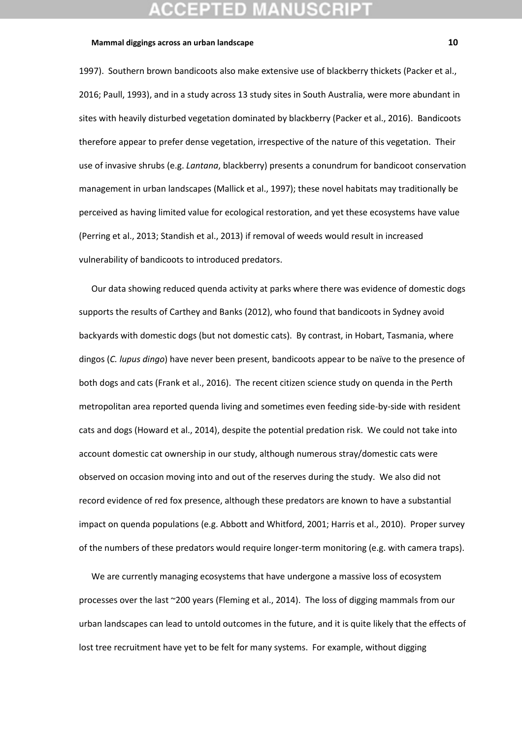1997). Southern brown bandicoots also make extensive use of blackberry thickets (Packer et al., 2016; Paull, 1993), and in a study across 13 study sites in South Australia, were more abundant in sites with heavily disturbed vegetation dominated by blackberry (Packer et al., 2016). Bandicoots therefore appear to prefer dense vegetation, irrespective of the nature of this vegetation. Their use of invasive shrubs (e.g. *Lantana*, blackberry) presents a conundrum for bandicoot conservation management in urban landscapes (Mallick et al., 1997); these novel habitats may traditionally be perceived as having limited value for ecological restoration, and yet these ecosystems have value (Perring et al., 2013; Standish et al., 2013) if removal of weeds would result in increased vulnerability of bandicoots to introduced predators.

Our data showing reduced quenda activity at parks where there was evidence of domestic dogs supports the results of Carthey and Banks (2012), who found that bandicoots in Sydney avoid backyards with domestic dogs (but not domestic cats). By contrast, in Hobart, Tasmania, where dingos (*C. lupus dingo*) have never been present, bandicoots appear to be naïve to the presence of both dogs and cats (Frank et al., 2016). The recent citizen science study on quenda in the Perth metropolitan area reported quenda living and sometimes even feeding side-by-side with resident cats and dogs (Howard et al., 2014), despite the potential predation risk. We could not take into account domestic cat ownership in our study, although numerous stray/domestic cats were observed on occasion moving into and out of the reserves during the study. We also did not record evidence of red fox presence, although these predators are known to have a substantial impact on quenda populations (e.g. Abbott and Whitford, 2001; Harris et al., 2010). Proper survey of the numbers of these predators would require longer-term monitoring (e.g. with camera traps).

We are currently managing ecosystems that have undergone a massive loss of ecosystem processes over the last ~200 years (Fleming et al., 2014). The loss of digging mammals from our urban landscapes can lead to untold outcomes in the future, and it is quite likely that the effects of lost tree recruitment have yet to be felt for many systems. For example, without digging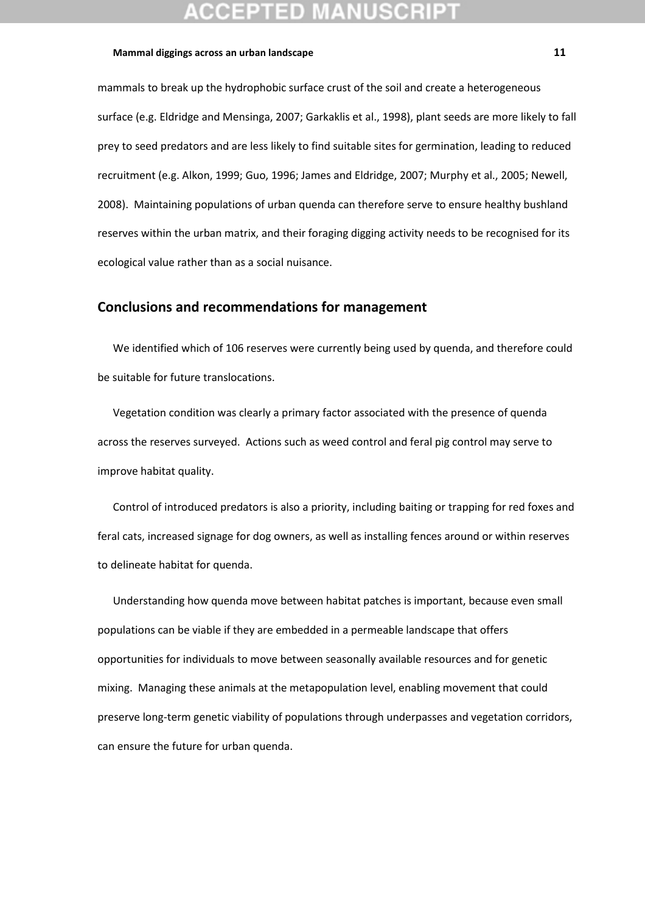mammals to break up the hydrophobic surface crust of the soil and create a heterogeneous surface (e.g. Eldridge and Mensinga, 2007; Garkaklis et al., 1998), plant seeds are more likely to fall prey to seed predators and are less likely to find suitable sites for germination, leading to reduced recruitment (e.g. Alkon, 1999; Guo, 1996; James and Eldridge, 2007; Murphy et al., 2005; Newell, 2008). Maintaining populations of urban quenda can therefore serve to ensure healthy bushland reserves within the urban matrix, and their foraging digging activity needs to be recognised for its ecological value rather than as a social nuisance.

## Conclusions and recommendations for management

We identified which of 106 reserves were currently being used by quenda, and therefore could be suitable for future translocations.

Vegetation condition was clearly a primary factor associated with the presence of quenda across the reserves surveyed. Actions such as weed control and feral pig control may serve to improve habitat quality.

Control of introduced predators is also a priority, including baiting or trapping for red foxes and feral cats, increased signage for dog owners, as well as installing fences around or within reserves to delineate habitat for quenda.

Understanding how quenda move between habitat patches is important, because even small populations can be viable if they are embedded in a permeable landscape that offers opportunities for individuals to move between seasonally available resources and for genetic mixing. Managing these animals at the metapopulation level, enabling movement that could preserve long-term genetic viability of populations through underpasses and vegetation corridors, can ensure the future for urban quenda.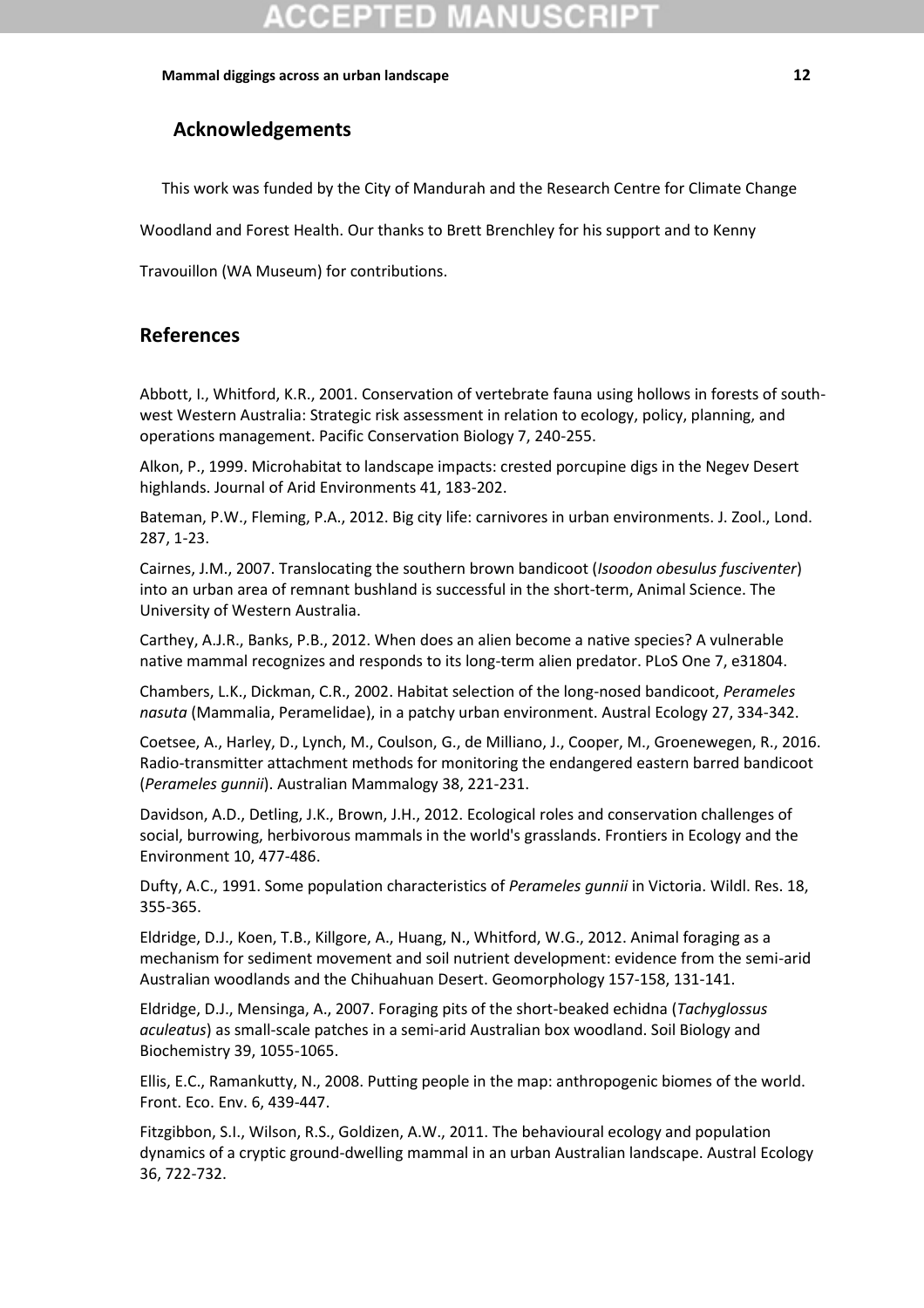## Acknowledgements

This work was funded by the City of Mandurah and the Research Centre for Climate Change Woodland and Forest Health. Our thanks to Brett Brenchley for his support and to Kenny Travouillon (WA Museum) for contributions.

## References

Abbott, I., Whitford, K.R., 2001. Conservation of vertebrate fauna using hollows in forests of south-west Western Australia: Strategic risk assessment in relation to ecology, policy, planning, and operations management. Pacific Conservation Biology 7, 240-255.

Alkon, P., 1999. Microhabitat to landscape impacts: crested porcupine digs in the Negev Desert highlands. Journal of Arid Environments 41, 183-202.

Bateman, P.W., Fleming, P.A., 2012. Big city life: carnivores in urban environments. J. Zool., Lond. 287, 1-23.

Cairnes, J.M., 2007. Translocating the southern brown bandicoot (*Isoodon obesulus fusciventer*) into an urban area of remnant bushland is successful in the short-term, Animal Science. The University of Western Australia.

Carthey, A.J.R., Banks, P.B., 2012. When does an alien become a native species? A vulnerable native mammal recognizes and responds to its long-term alien predator. PLoS One 7, e31804.

Chambers, L.K., Dickman, C.R., 2002. Habitat selection of the long-nosed bandicoot, *Perameles nasuta* (Mammalia, Peramelidae), in a patchy urban environment. Austral Ecology 27, 334-342.

Coetsee, A., Harley, D., Lynch, M., Coulson, G., de Milliano, J., Cooper, M., Groenewegen, R., 2016. Radio-transmitter attachment methods for monitoring the endangered eastern barred bandicoot (*Perameles gunnii*). Australian Mammalogy 38, 221-231.

Davidson, A.D., Detling, J.K., Brown, J.H., 2012. Ecological roles and conservation challenges of social, burrowing, herbivorous mammals in the world's grasslands. Frontiers in Ecology and the Environment 10, 477-486.

Dufty, A.C., 1991. Some population characteristics of *Perameles gunnii* in Victoria. Wildl. Res. 18, 355-365.

Eldridge, D.J., Koen, T.B., Killgore, A., Huang, N., Whitford, W.G., 2012. Animal foraging as a mechanism for sediment movement and soil nutrient development: evidence from the semi-arid Australian woodlands and the Chihuahuan Desert. Geomorphology 157-158, 131-141.

Eldridge, D.J., Mensinga, A., 2007. Foraging pits of the short-beaked echidna (*Tachyglossus aculeatus*) as small-scale patches in a semi-arid Australian box woodland. Soil Biology and Biochemistry 39, 1055-1065.

Ellis, E.C., Ramankutty, N., 2008. Putting people in the map: anthropogenic biomes of the world. Front. Eco. Env. 6, 439-447.

Fitzgibbon, S.I., Wilson, R.S., Goldizen, A.W., 2011. The behavioural ecology and population dynamics of a cryptic ground-dwelling mammal in an urban Australian landscape. Austral Ecology 36, 722-732.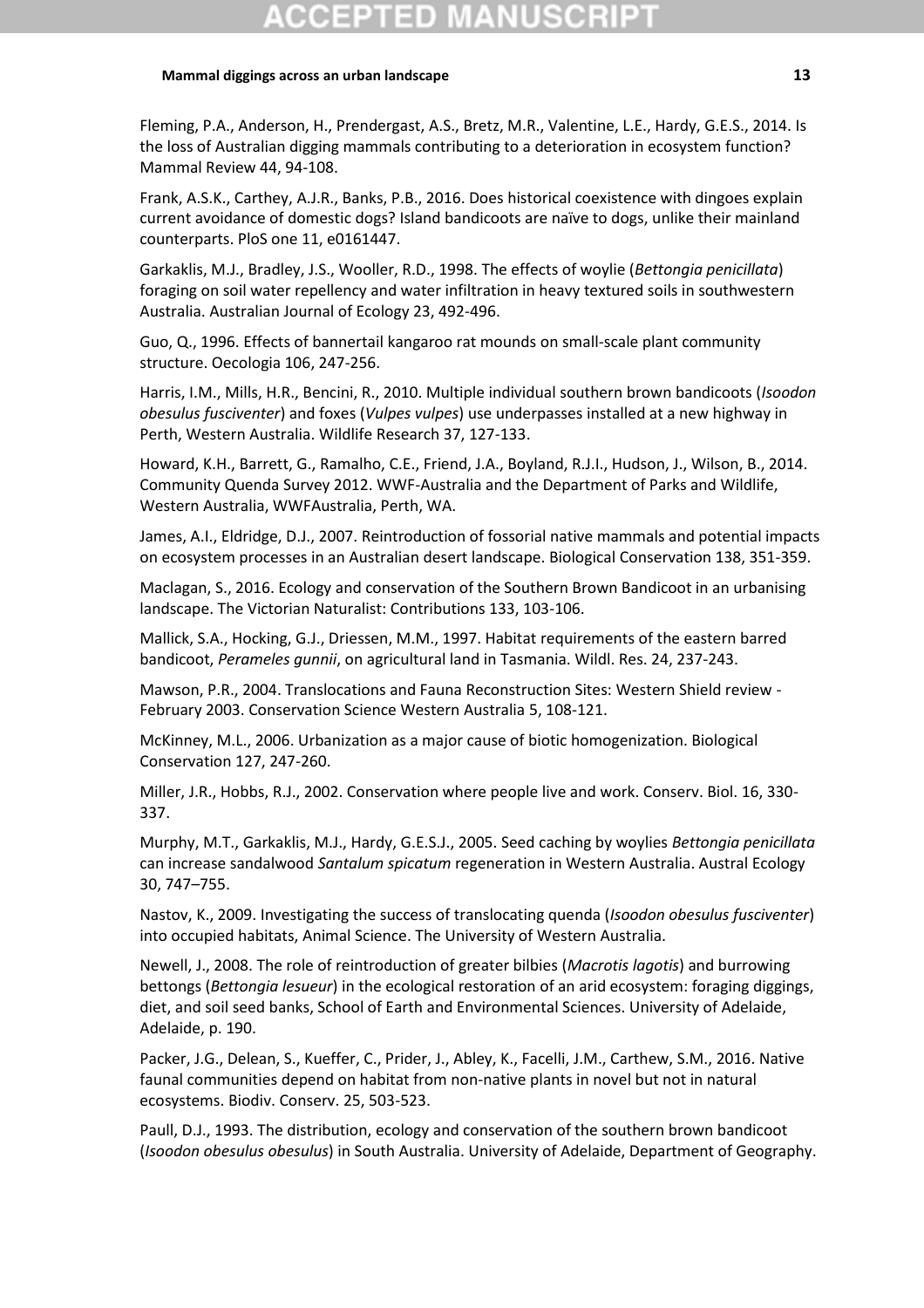Fleming, P.A., Anderson, H., Prendergast, A.S., Bretz, M.R., Valentine, L.E., Hardy, G.E.S., 2014. Is the loss of Australian digging mammals contributing to a deterioration in ecosystem function? Mammal Review 44, 94-108.

Frank, A.S.K., Carthey, A.J.R., Banks, P.B., 2016. Does historical coexistence with dingoes explain current avoidance of domestic dogs? Island bandicoots are naïve to dogs, unlike their mainland counterparts. PloS one 11, e0161447.

Garkaklis, M.J., Bradley, J.S., Wooller, R.D., 1998. The effects of woylie (*Bettongia penicillata*) foraging on soil water repellency and water infiltration in heavy textured soils in southwestern Australia. Australian Journal of Ecology 23, 492-496.

Guo, Q., 1996. Effects of bannertail kangaroo rat mounds on small-scale plant community structure. Oecologia 106, 247-256.

Harris, I.M., Mills, H.R., Bencini, R., 2010. Multiple individual southern brown bandicoots (*Isoodon obesulus fusciventer*) and foxes (*Vulpes vulpes*) use underpasses installed at a new highway in Perth, Western Australia. Wildlife Research 37, 127-133.

Howard, K.H., Barrett, G., Ramalho, C.E., Friend, J.A., Boyland, R.J.I., Hudson, J., Wilson, B., 2014. Community Quenda Survey 2012. WWF-Australia and the Department of Parks and Wildlife, Western Australia, WWFAustralia, Perth, WA.

James, A.I., Eldridge, D.J., 2007. Reintroduction of fossorial native mammals and potential impacts on ecosystem processes in an Australian desert landscape. Biological Conservation 138, 351-359.

Maclagan, S., 2016. Ecology and conservation of the Southern Brown Bandicoot in an urbanising landscape. The Victorian Naturalist: Contributions 133, 103-106.

Mallick, S.A., Hocking, G.J., Driessen, M.M., 1997. Habitat requirements of the eastern barred bandicoot, *Perameles gunnii*, on agricultural land in Tasmania. Wildl. Res. 24, 237-243.

Mawson, P.R., 2004. Translocations and Fauna Reconstruction Sites: Western Shield review - February 2003. Conservation Science Western Australia 5, 108-121.

McKinney, M.L., 2006. Urbanization as a major cause of biotic homogenization. Biological Conservation 127, 247-260.

Miller, J.R., Hobbs, R.J., 2002. Conservation where people live and work. Conserv. Biol. 16, 330-337.

Murphy, M.T., Garkaklis, M.J., Hardy, G.E.S.J., 2005. Seed caching by woylies *Bettongia penicillata* can increase sandalwood *Santalum spicatum* regeneration in Western Australia. Austral Ecology 30, 747–755.

Nastov, K., 2009. Investigating the success of translocating quenda (*Isoodon obesulus fusciventer*) into occupied habitats, Animal Science. The University of Western Australia.

Newell, J., 2008. The role of reintroduction of greater bilbies (*Macrotis lagotis*) and burrowing bettongs (*Bettongia lesueur*) in the ecological restoration of an arid ecosystem: foraging diggings, diet, and soil seed banks, School of Earth and Environmental Sciences. University of Adelaide, Adelaide, p. 190.

Packer, J.G., Delean, S., Kueffer, C., Prider, J., Abley, K., Facelli, J.M., Carthew, S.M., 2016. Native faunal communities depend on habitat from non-native plants in novel but not in natural ecosystems. Biodiv. Conserv. 25, 503-523.

Paull, D.J., 1993. The distribution, ecology and conservation of the southern brown bandicoot (*Isoodon obesulus obesulus*) in South Australia. University of Adelaide, Department of Geography.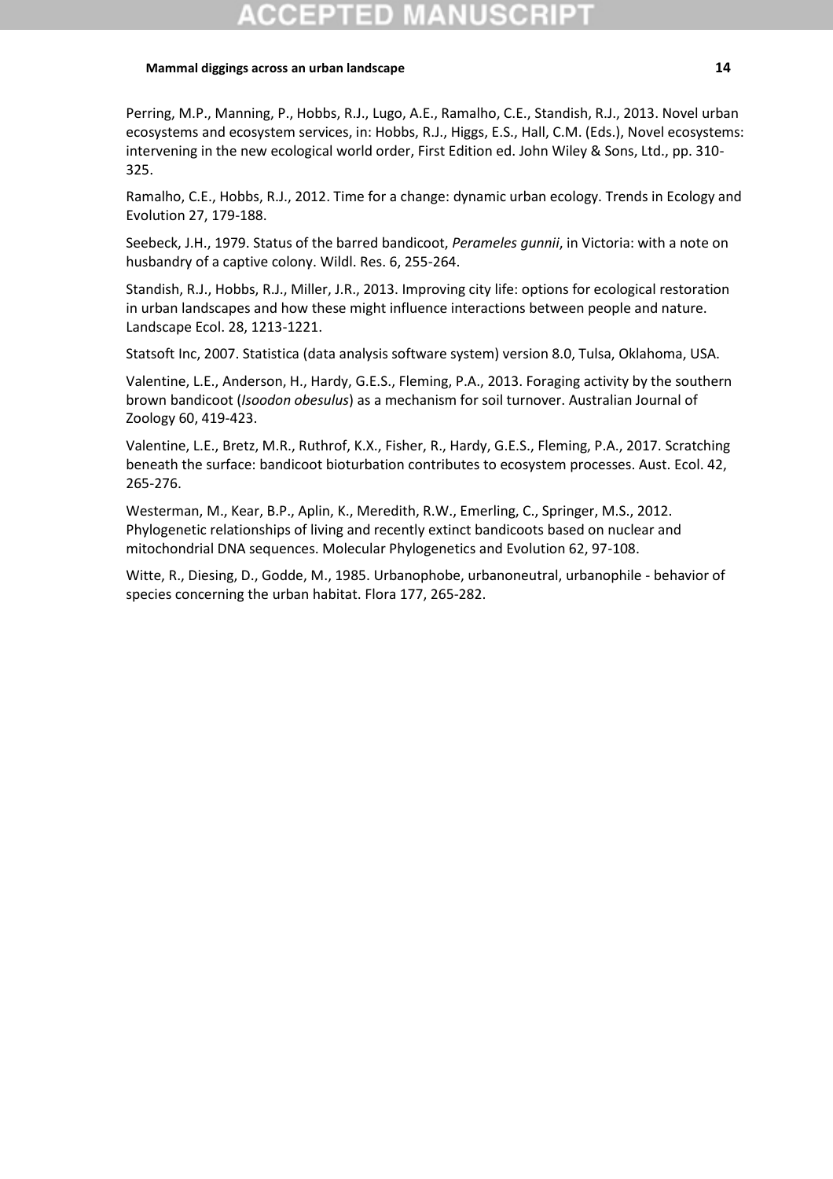Perring, M.P., Manning, P., Hobbs, R.J., Lugo, A.E., Ramalho, C.E., Standish, R.J., 2013. Novel urban ecosystems and ecosystem services, in: Hobbs, R.J., Higgs, E.S., Hall, C.M. (Eds.), Novel ecosystems: intervening in the new ecological world order, First Edition ed. John Wiley & Sons, Ltd., pp. 310-325.

Ramalho, C.E., Hobbs, R.J., 2012. Time for a change: dynamic urban ecology. Trends in Ecology and Evolution 27, 179-188.

Seebeck, J.H., 1979. Status of the barred bandicoot, *Perameles gunnii*, in Victoria: with a note on husbandry of a captive colony. Wildl. Res. 6, 255-264.

Standish, R.J., Hobbs, R.J., Miller, J.R., 2013. Improving city life: options for ecological restoration in urban landscapes and how these might influence interactions between people and nature. Landscape Ecol. 28, 1213-1221.

Statsoft Inc, 2007. Statistica (data analysis software system) version 8.0, Tulsa, Oklahoma, USA.

Valentine, L.E., Anderson, H., Hardy, G.E.S., Fleming, P.A., 2013. Foraging activity by the southern brown bandicoot (*Isoodon obesulus*) as a mechanism for soil turnover. Australian Journal of Zoology 60, 419-423.

Valentine, L.E., Bretz, M.R., Ruthrof, K.X., Fisher, R., Hardy, G.E.S., Fleming, P.A., 2017. Scratching beneath the surface: bandicoot bioturbation contributes to ecosystem processes. Aust. Ecol. 42, 265-276.

Westerman, M., Kear, B.P., Aplin, K., Meredith, R.W., Emerling, C., Springer, M.S., 2012. Phylogenetic relationships of living and recently extinct bandicoots based on nuclear and mitochondrial DNA sequences. Molecular Phylogenetics and Evolution 62, 97-108.

Witte, R., Diesing, D., Godde, M., 1985. Urbanophobe, urbanoneutral, urbanophile - behavior of species concerning the urban habitat. Flora 177, 265-282.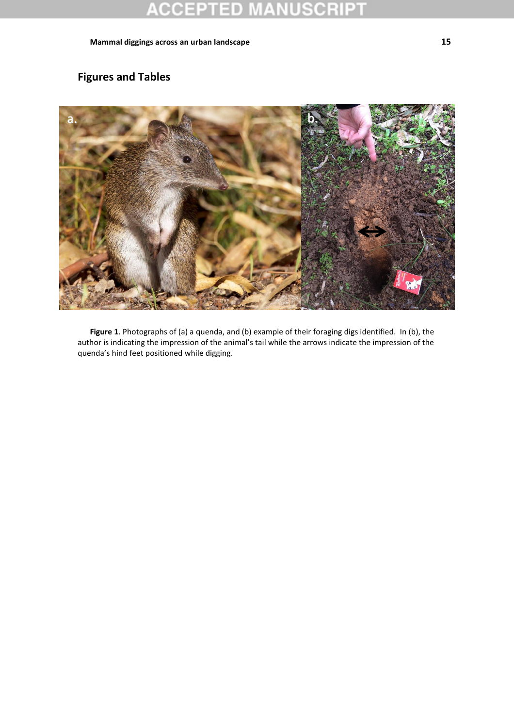## Figures and Tables

**Figure 1**. Photographs of (a) a quenda, and (b) example of their foraging digs identified. In (b), the author is indicating the impression of the animal's tail while the arrows indicate the impression of the quenda's hind feet positioned while digging.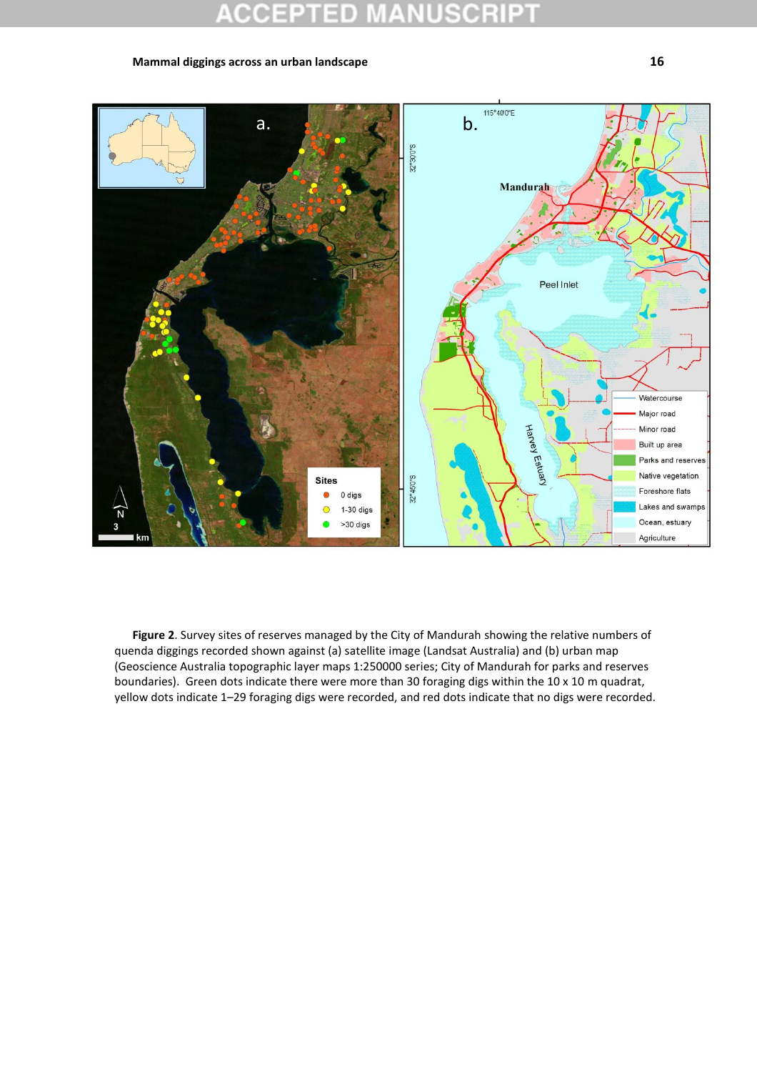**Figure 2**. Survey sites of reserves managed by the City of Mandurah showing the relative numbers of quenda diggings recorded shown against (a) satellite image (Landsat Australia) and (b) urban map (Geoscience Australia topographic layer maps 1:250000 series; City of Mandurah for parks and reserves boundaries). Green dots indicate there were more than 30 foraging digs within the 10 x 10 m quadrat, yellow dots indicate 1–29 foraging digs were recorded, and red dots indicate that no digs were recorded.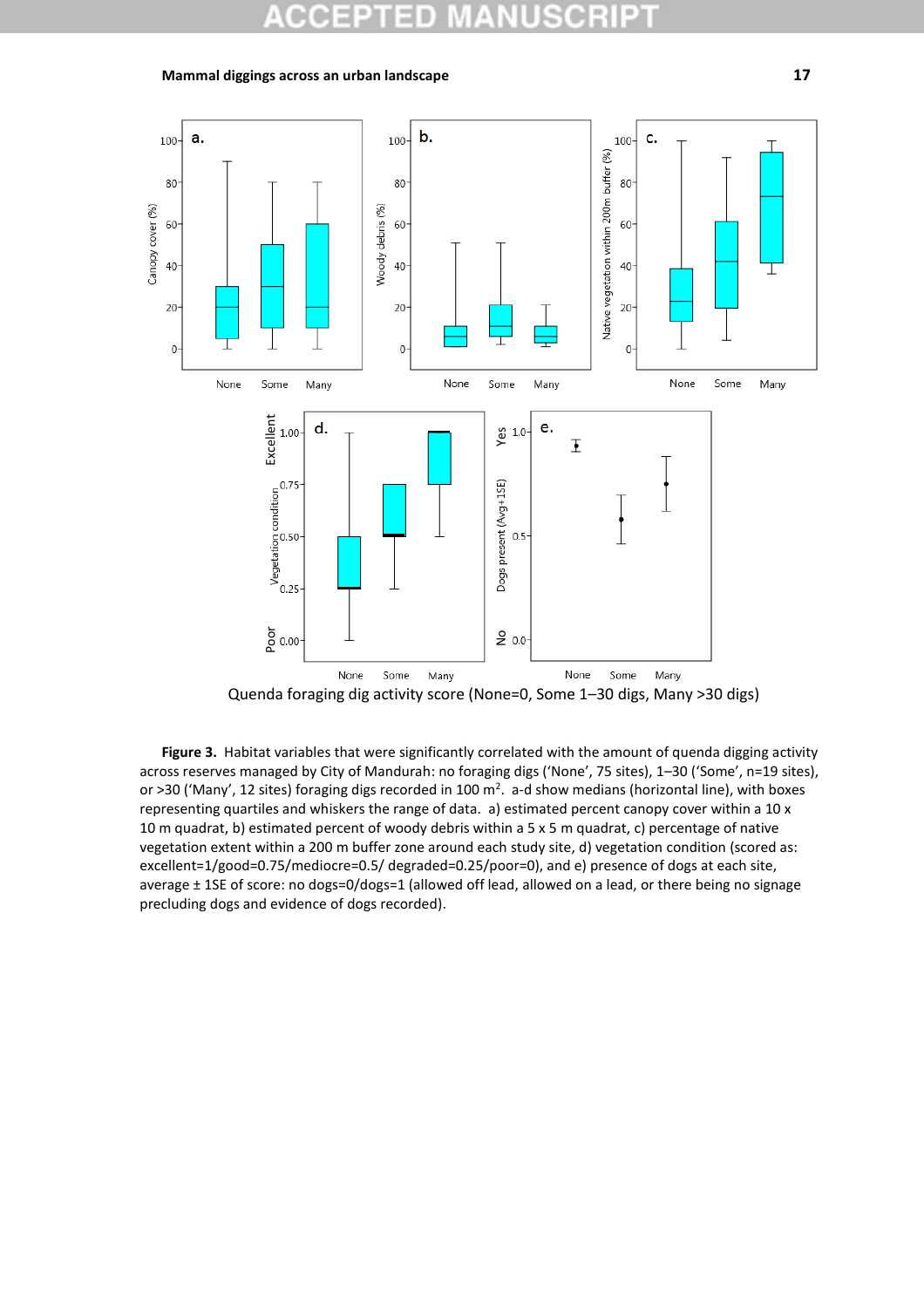**Figure 3.** Habitat variables that were significantly correlated with the amount of quenda digging activity across reserves managed by City of Mandurah: no foraging digs ('None', 75 sites), 1–30 ('Some', n=19 sites), or >30 ('Many', 12 sites) foraging digs recorded in 100 m$^2$. a-d show medians (horizontal line), with boxes representing quartiles and whiskers the range of data. a) estimated percent canopy cover within a 10 x 10 m quadrat, b) estimated percent of woody debris within a 5 x 5 m quadrat, c) percentage of native vegetation extent within a 200 m buffer zone around each study site, d) vegetation condition (scored as: excellent=1/good=0.75/mediocre=0.5/ degraded=0.25/poor=0), and e) presence of dogs at each site, average ± 1SE of score: no dogs=0/dogs=1 (allowed off lead, allowed on a lead, or there being no signage precluding dogs and evidence of dogs recorded).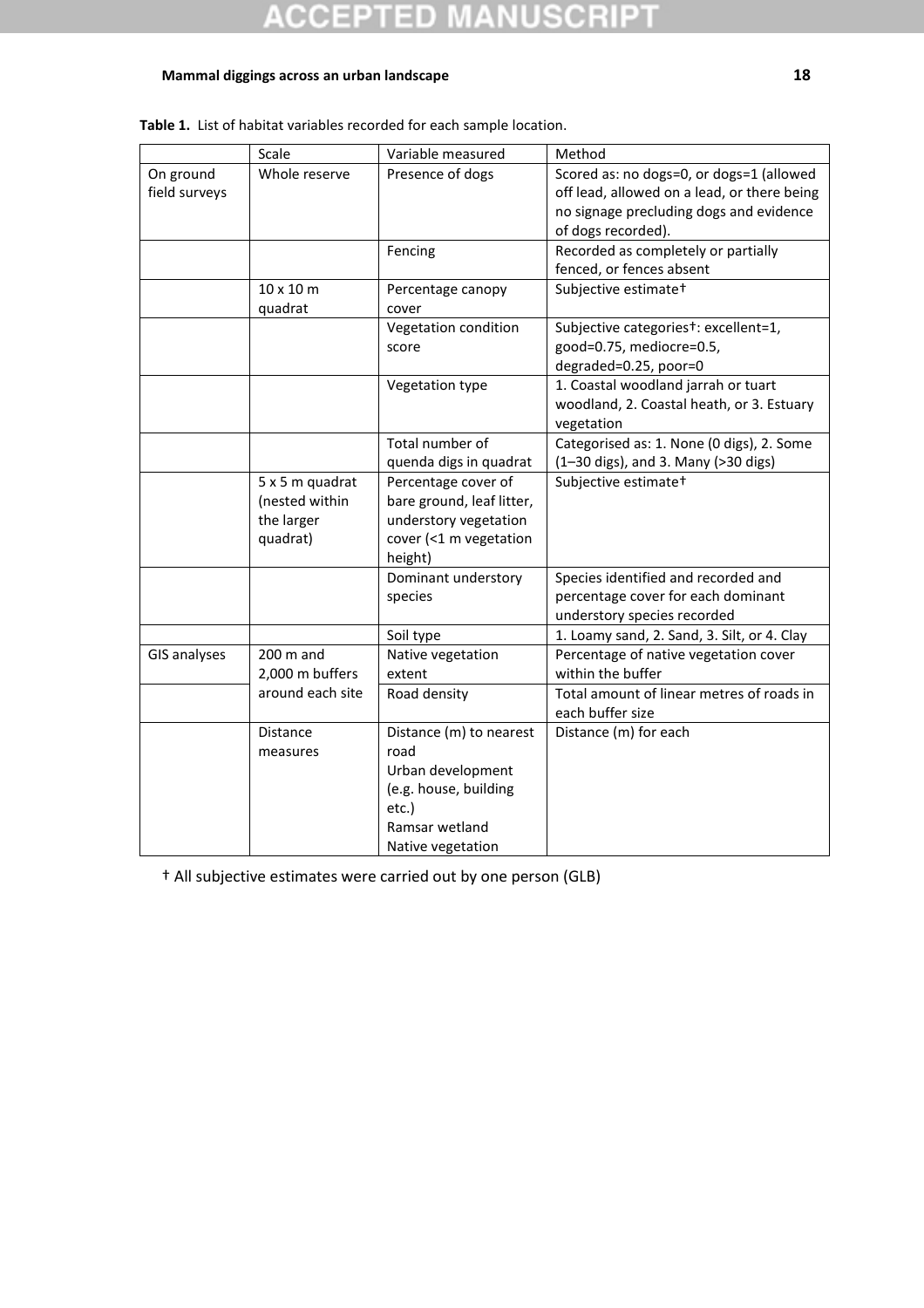**Table 1.** List of habitat variables recorded for each sample location.

| | Scale | Variable measured | Method |
|---|---|---|---|
| On ground field surveys | Whole reserve | Presence of dogs | Scored as: no dogs=0, or dogs=1 (allowed off lead, allowed on a lead, or there being no signage precluding dogs and evidence of dogs recorded). |
| | | Fencing | Recorded as completely or partially fenced, or fences absent |
| | 10 x 10 m quadrat | Percentage canopy cover | Subjective estimate† |
| | | Vegetation condition score | Subjective categories†: excellent=1, good=0.75, mediocre=0.5, degraded=0.25, poor=0 |
| | | Vegetation type | 1. Coastal woodland jarrah or tuart woodland, 2. Coastal heath, or 3. Estuary vegetation |
| | | Total number of quenda digs in quadrat | Categorised as: 1. None (0 digs), 2. Some (1–30 digs), and 3. Many (>30 digs) |
| | 5 x 5 m quadrat (nested within the larger quadrat) | Percentage cover of bare ground, leaf litter, understory vegetation cover (<1 m vegetation height) | Subjective estimate† |
| | | Dominant understory species | Species identified and recorded and percentage cover for each dominant understory species recorded |
| | | Soil type | 1. Loamy sand, 2. Sand, 3. Silt, or 4. Clay |
| GIS analyses | 200 m and 2,000 m buffers around each site | Native vegetation extent | Percentage of native vegetation cover within the buffer |
| | | Road density | Total amount of linear metres of roads in each buffer size |
| | Distance measures | Distance (m) to nearest road<br>Urban development (e.g. house, building etc.)<br>Ramsar wetland<br>Native vegetation | Distance (m) for each |

† All subjective estimates were carried out by one person (GLB)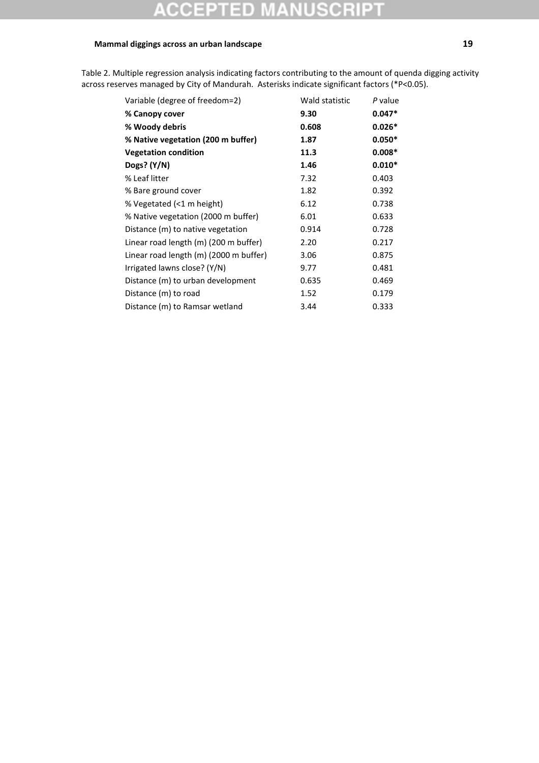Table 2. Multiple regression analysis indicating factors contributing to the amount of quenda digging activity across reserves managed by City of Mandurah. Asterisks indicate significant factors (*P<0.05).

| Variable (degree of freedom=2) | Wald statistic | *P* value |
|---|---|---|
| **% Canopy cover** | **9.30** | **0.047*** |
| **% Woody debris** | **0.608** | **0.026*** |
| **% Native vegetation (200 m buffer)** | **1.87** | **0.050*** |
| **Vegetation condition** | **11.3** | **0.008*** |
| **Dogs? (Y/N)** | **1.46** | **0.010*** |
| % Leaf litter | 7.32 | 0.403 |
| % Bare ground cover | 1.82 | 0.392 |
| % Vegetated (<1 m height) | 6.12 | 0.738 |
| % Native vegetation (2000 m buffer) | 6.01 | 0.633 |
| Distance (m) to native vegetation | 0.914 | 0.728 |
| Linear road length (m) (200 m buffer) | 2.20 | 0.217 |
| Linear road length (m) (2000 m buffer) | 3.06 | 0.875 |
| Irrigated lawns close? (Y/N) | 9.77 | 0.481 |
| Distance (m) to urban development | 0.635 | 0.469 |
| Distance (m) to road | 1.52 | 0.179 |
| Distance (m) to Ramsar wetland | 3.44 | 0.333 |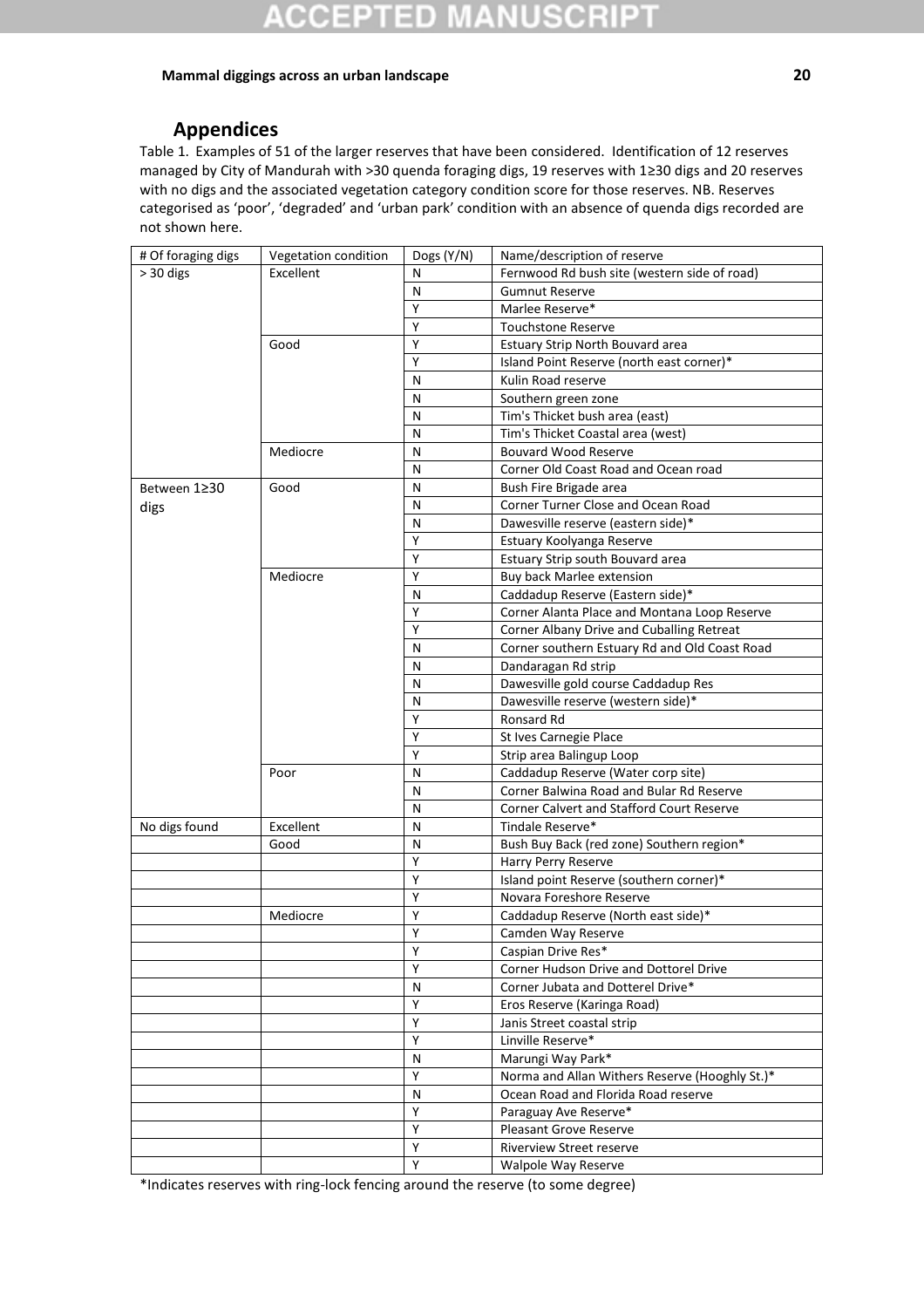## Appendices

Table 1. Examples of 51 of the larger reserves that have been considered. Identification of 12 reserves managed by City of Mandurah with >30 quenda foraging digs, 19 reserves with 1≥30 digs and 20 reserves with no digs and the associated vegetation category condition score for those reserves. NB. Reserves categorised as 'poor', 'degraded' and 'urban park' condition with an absence of quenda digs recorded are not shown here.

| # Of foraging digs | Vegetation condition | Dogs (Y/N) | Name/description of reserve |
|---|---|---|---|
| > 30 digs | Excellent | N | Fernwood Rd bush site (western side of road) |
| | | N | Gumnut Reserve |
| | | Y | Marlee Reserve* |
| | | Y | Touchstone Reserve |
| | Good | Y | Estuary Strip North Bouvard area |
| | | Y | Island Point Reserve (north east corner)* |
| | | N | Kulin Road reserve |
| | | N | Southern green zone |
| | | N | Tim's Thicket bush area (east) |
| | | N | Tim's Thicket Coastal area (west) |
| | Mediocre | N | Bouvard Wood Reserve |
| | | N | Corner Old Coast Road and Ocean road |
| Between 1≥30 digs | Good | N | Bush Fire Brigade area |
| | | N | Corner Turner Close and Ocean Road |
| | | N | Dawesville reserve (eastern side)* |
| | | Y | Estuary Koolyanga Reserve |
| | | Y | Estuary Strip south Bouvard area |
| | Mediocre | Y | Buy back Marlee extension |
| | | N | Caddadup Reserve (Eastern side)* |
| | | Y | Corner Alanta Place and Montana Loop Reserve |
| | | Y | Corner Albany Drive and Cuballing Retreat |
| | | N | Corner southern Estuary Rd and Old Coast Road |
| | | N | Dandaragan Rd strip |
| | | N | Dawesville gold course Caddadup Res |
| | | N | Dawesville reserve (western side)* |
| | | Y | Ronsard Rd |
| | | Y | St Ives Carnegie Place |
| | | Y | Strip area Balingup Loop |
| | Poor | N | Caddadup Reserve (Water corp site) |
| | | N | Corner Balwina Road and Bular Rd Reserve |
| | | N | Corner Calvert and Stafford Court Reserve |
| No digs found | Excellent | N | Tindale Reserve* |
| | Good | N | Bush Buy Back (red zone) Southern region* |
| | | Y | Harry Perry Reserve |
| | | Y | Island point Reserve (southern corner)* |
| | | Y | Novara Foreshore Reserve |
| | Mediocre | Y | Caddadup Reserve (North east side)* |
| | | Y | Camden Way Reserve |
| | | Y | Caspian Drive Res* |
| | | Y | Corner Hudson Drive and Dottorel Drive |
| | | N | Corner Jubata and Dotterel Drive* |
| | | Y | Eros Reserve (Karinga Road) |
| | | Y | Janis Street coastal strip |
| | | Y | Linville Reserve* |
| | | N | Marungi Way Park* |
| | | Y | Norma and Allan Withers Reserve (Hooghly St.)* |
| | | N | Ocean Road and Florida Road reserve |
| | | Y | Paraguay Ave Reserve* |
| | | Y | Pleasant Grove Reserve |
| | | Y | Riverview Street reserve |
| | | Y | Walpole Way Reserve |

*Indicates reserves with ring-lock fencing around the reserve (to some degree)